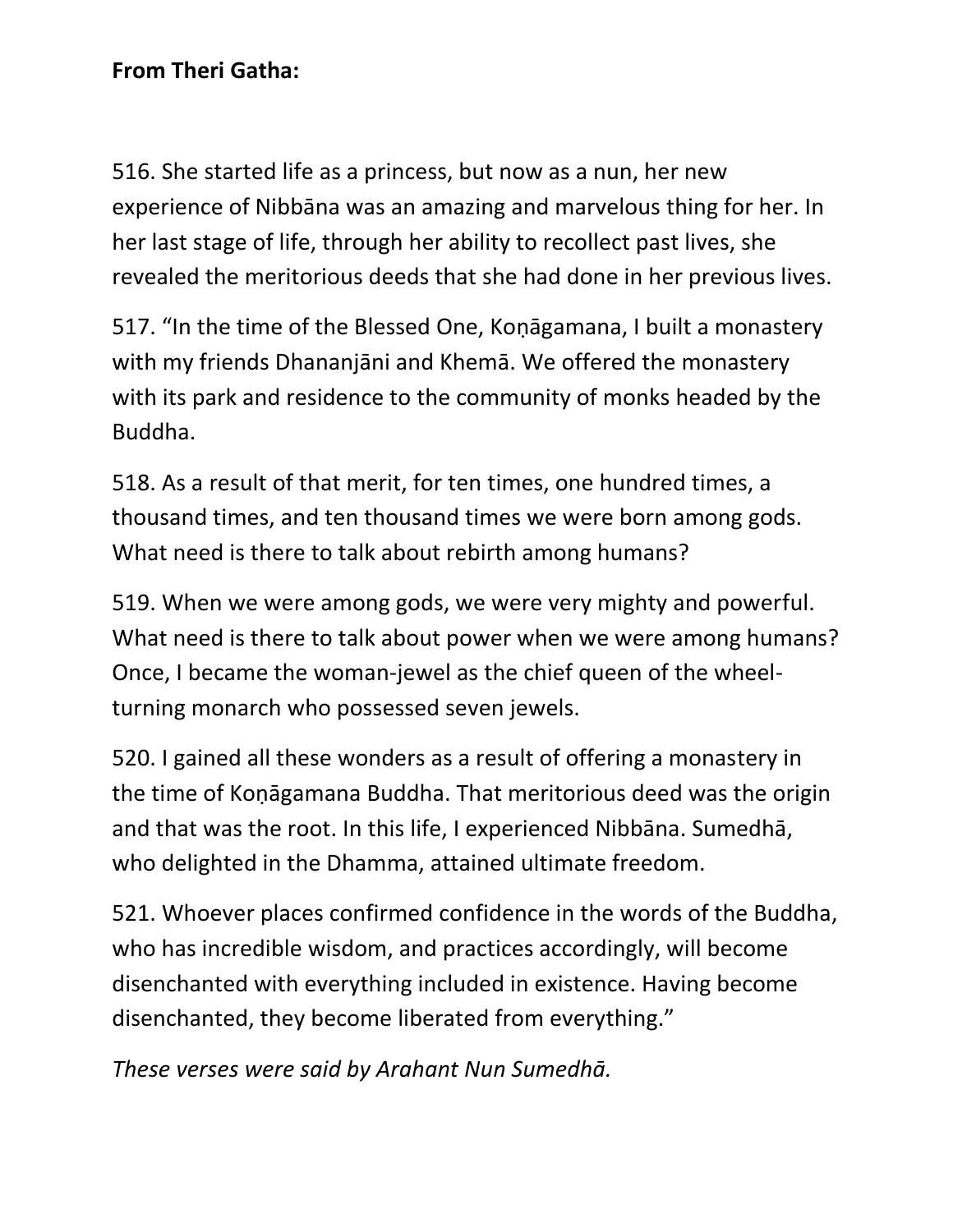**From Theri Gatha:**

516. She started life as a princess, but now as a nun, her new experience of Nibbāna was an amazing and marvelous thing for her. In her last stage of life, through her ability to recollect past lives, she revealed the meritorious deeds that she had done in her previous lives.

517. "In the time of the Blessed One, Koṇāgamana, I built a monastery with my friends Dhananjāni and Khemā. We offered the monastery with its park and residence to the community of monks headed by the Buddha.

518. As a result of that merit, for ten times, one hundred times, a thousand times, and ten thousand times we were born among gods. What need is there to talk about rebirth among humans?

519. When we were among gods, we were very mighty and powerful. What need is there to talk about power when we were among humans? Once, I became the woman-jewel as the chief queen of the wheel-turning monarch who possessed seven jewels.

520. I gained all these wonders as a result of offering a monastery in the time of Koṇāgamana Buddha. That meritorious deed was the origin and that was the root. In this life, I experienced Nibbāna. Sumedhā, who delighted in the Dhamma, attained ultimate freedom.

521. Whoever places confirmed confidence in the words of the Buddha, who has incredible wisdom, and practices accordingly, will become disenchanted with everything included in existence. Having become disenchanted, they become liberated from everything."

*These verses were said by Arahant Nun Sumedhā.*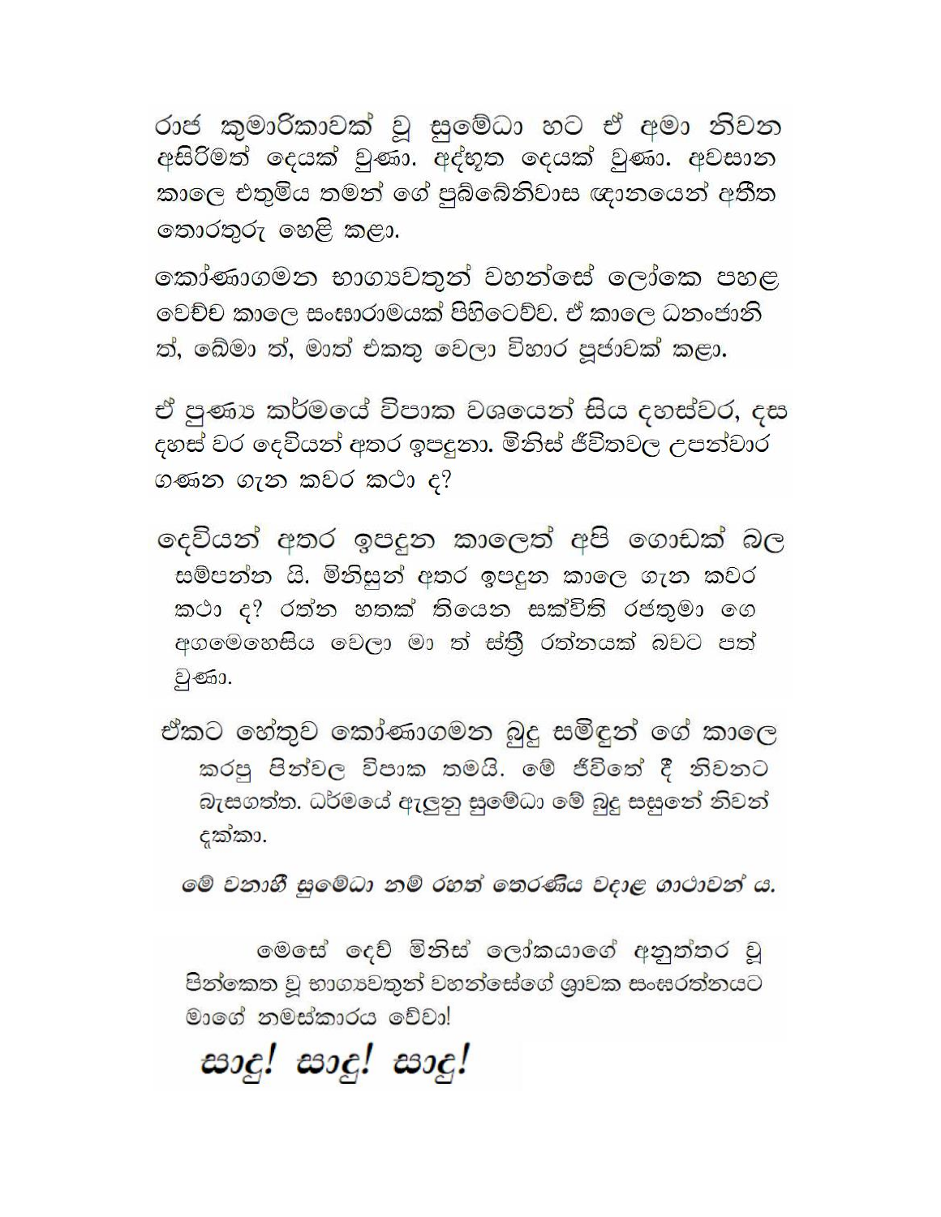රාජ කුමාරිකාවක් වූ සුමේධා හට ඒ අමා නිවන අසිරිමත් දෙයක් වුණා. අද්භූත දෙයක් වුණා. අවසාන කාලෙ එතුමිය තමන් ගේ පුබ්බේනිවාස ඥානයෙන් අතීත තොරතුරු හෙළි කළා.

කෝණාගමන භාග්‍යවතුන් වහන්සේ ලෝකෙ පහළ වෙච්ච කාලෙ සංඝාරාමයක් පිහිටෙව්ව. ඒ කාලෙ ධනංජානි ත්, ඛේමා ත්, මා ත් එකතු වෙලා විහාර පූජාවක් කළා.

ඒ පුණ්‍ය කර්මයේ විපාක වශයෙන් සිය දහස්වර, දස දහස් වර දෙවියන් අතර ඉපදුනා. මිනිස් ජීවිතවල උපන්වාර ගණන ගැන කවර කථා ද?

දෙවියන් අතර ඉපදුන කාලෙත් අපි ගොඩක් බල සම්පන්න යි. මිනිසුන් අතර ඉපදුන කාලෙ ගැන කවර කථා ද? රත්න හතක් තියෙන සක්විති රජතුමා ගෙ අගමෙහෙසිය වෙලා මා ත් ස්ත්‍රී රත්නයක් බවට පත් වුණා.

ඒකට හේතුව කෝණාගමන බුදු සමිඳුන් ගේ කාලෙ කරපු පින්වල විපාක තමයි. මේ ජීවිතේ දී නිවනට බැසගත්ත. ධර්මයේ ඇලුනු සුමේධා මේ බුදු සසුනේ නිවන් දැක්කා.

*මේ වනාහී සුමේධා නම් රහත් තෙරණීය වදාළ ගාථාවන් ය.*

මෙසේ දෙව් මිනිස් ලෝකයාගේ අනුත්තර වූ පින්කෙත වූ භාග්‍යවතුන් වහන්සේගේ ශ්‍රාවක සංඝරත්නයට මාගේ නමස්කාරය වේවා!

**සාදු! සාදු! සාදු!**